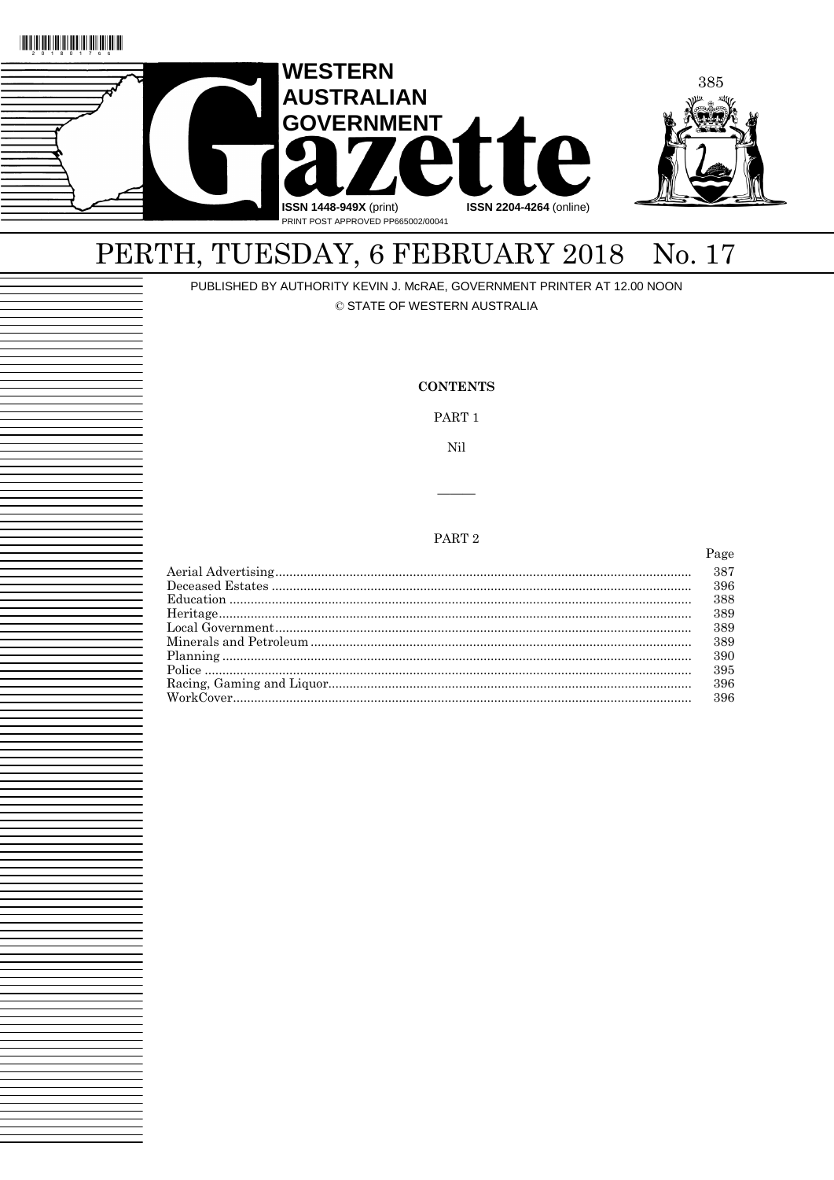# WESTERN AUSTRALIAN GOVERNMENT Gazette

**ISSN 1448-949X** (print) **ISSN 2204-4264** (online)

PRINT POST APPROVED PP665002/00041

# PERTH, TUESDAY, 6 FEBRUARY 2018 No. 17

PUBLISHED BY AUTHORITY KEVIN J. McRAE, GOVERNMENT PRINTER AT 12.00 NOON

© STATE OF WESTERN AUSTRALIA

**CONTENTS**

PART 1

Nil

---

PART 2

| | Page |
|---|---|
| Aerial Advertising | 387 |
| Deceased Estates | 396 |
| Education | 388 |
| Heritage | 389 |
| Local Government | 389 |
| Minerals and Petroleum | 389 |
| Planning | 390 |
| Police | 395 |
| Racing, Gaming and Liquor | 396 |
| WorkCover | 396 |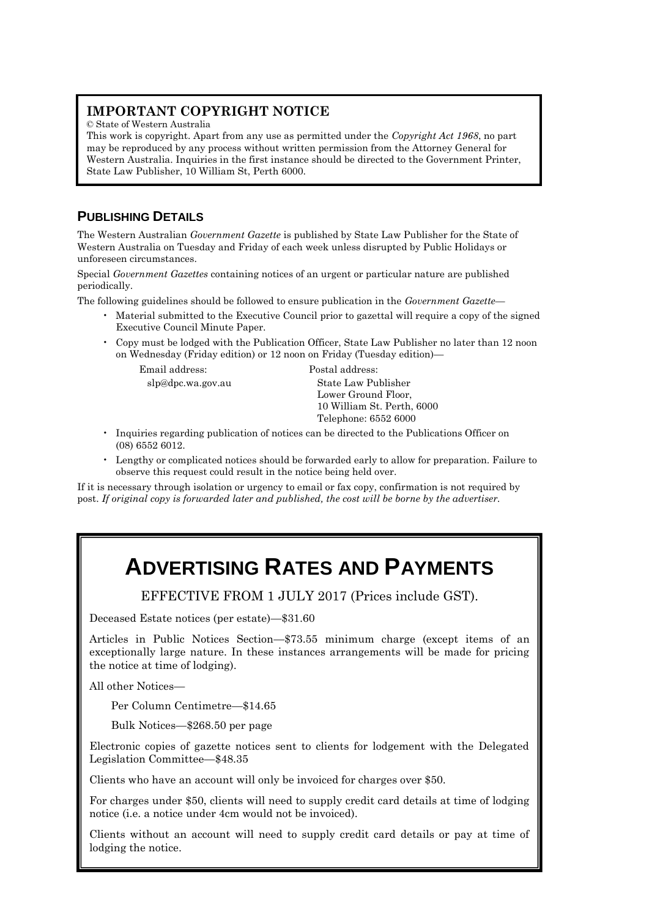## IMPORTANT COPYRIGHT NOTICE

© State of Western Australia

This work is copyright. Apart from any use as permitted under the *Copyright Act 1968*, no part may be reproduced by any process without written permission from the Attorney General for Western Australia. Inquiries in the first instance should be directed to the Government Printer, State Law Publisher, 10 William St, Perth 6000.

## PUBLISHING DETAILS

The Western Australian *Government Gazette* is published by State Law Publisher for the State of Western Australia on Tuesday and Friday of each week unless disrupted by Public Holidays or unforeseen circumstances.

Special *Government Gazettes* containing notices of an urgent or particular nature are published periodically.

The following guidelines should be followed to ensure publication in the *Government Gazette*—

- Material submitted to the Executive Council prior to gazettal will require a copy of the signed Executive Council Minute Paper.
- Copy must be lodged with the Publication Officer, State Law Publisher no later than 12 noon on Wednesday (Friday edition) or 12 noon on Friday (Tuesday edition)—

  Email address:
  slp@dpc.wa.gov.au

  Postal address:
  State Law Publisher
  Lower Ground Floor,
  10 William St. Perth, 6000
  Telephone: 6552 6000

- Inquiries regarding publication of notices can be directed to the Publications Officer on (08) 6552 6012.
- Lengthy or complicated notices should be forwarded early to allow for preparation. Failure to observe this request could result in the notice being held over.

If it is necessary through isolation or urgency to email or fax copy, confirmation is not required by post. *If original copy is forwarded later and published, the cost will be borne by the advertiser.*

# ADVERTISING RATES AND PAYMENTS

EFFECTIVE FROM 1 JULY 2017 (Prices include GST).

Deceased Estate notices (per estate)—$31.60

Articles in Public Notices Section—$73.55 minimum charge (except items of an exceptionally large nature. In these instances arrangements will be made for pricing the notice at time of lodging).

All other Notices—

Per Column Centimetre—$14.65

Bulk Notices—$268.50 per page

Electronic copies of gazette notices sent to clients for lodgement with the Delegated Legislation Committee—$48.35

Clients who have an account will only be invoiced for charges over $50.

For charges under $50, clients will need to supply credit card details at time of lodging notice (i.e. a notice under 4cm would not be invoiced).

Clients without an account will need to supply credit card details or pay at time of lodging the notice.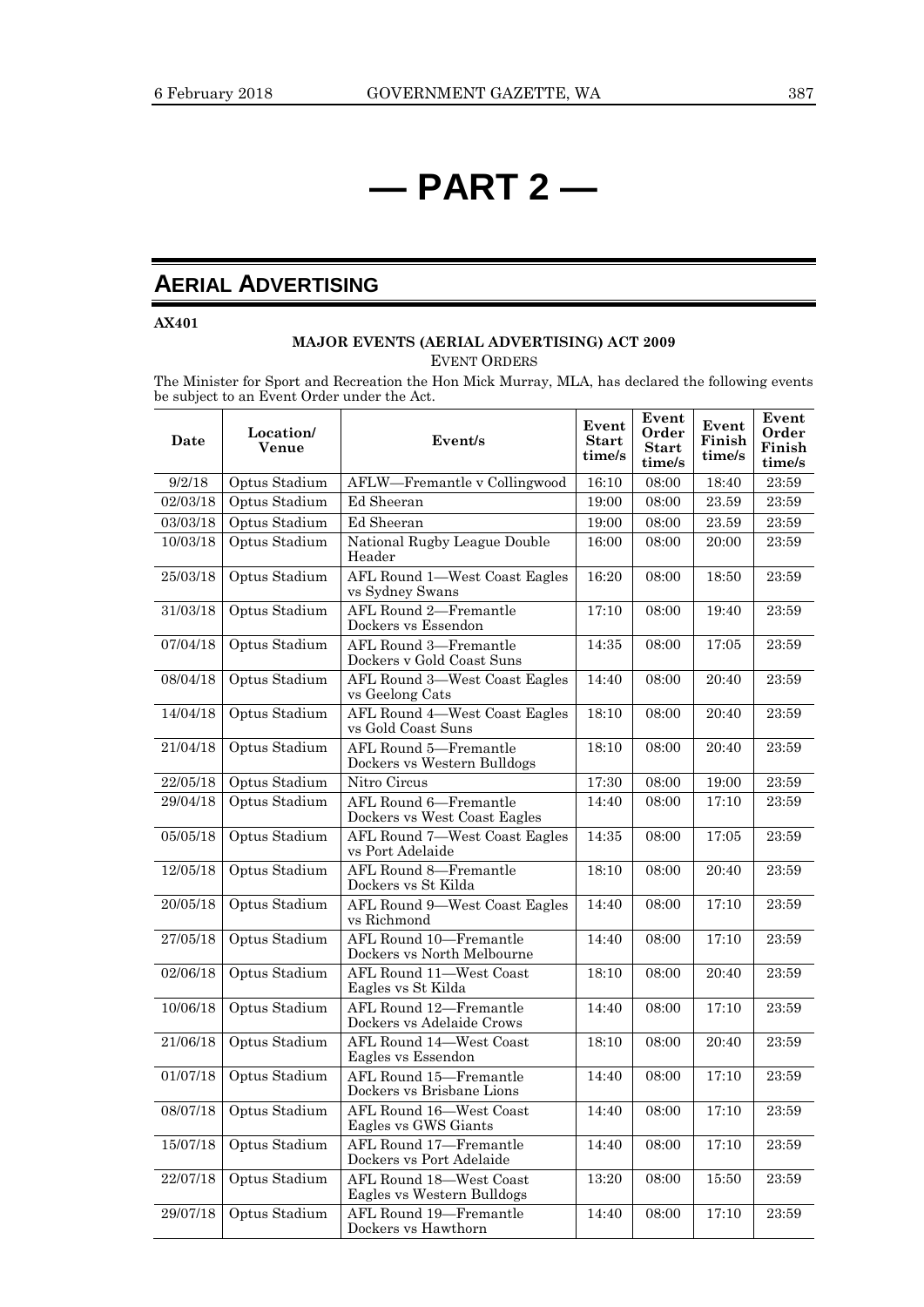# — PART 2 —

## AERIAL ADVERTISING

**AX401**

**MAJOR EVENTS (AERIAL ADVERTISING) ACT 2009**

EVENT ORDERS

The Minister for Sport and Recreation the Hon Mick Murray, MLA, has declared the following events be subject to an Event Order under the Act.

| Date | Location/ Venue | Event/s | Event Start time/s | Event Order Start time/s | Event Finish time/s | Event Order Finish time/s |
|---|---|---|---|---|---|---|
| 9/2/18 | Optus Stadium | AFLW—Fremantle v Collingwood | 16:10 | 08:00 | 18:40 | 23:59 |
| 02/03/18 | Optus Stadium | Ed Sheeran | 19:00 | 08:00 | 23.59 | 23:59 |
| 03/03/18 | Optus Stadium | Ed Sheeran | 19:00 | 08:00 | 23.59 | 23:59 |
| 10/03/18 | Optus Stadium | National Rugby League Double Header | 16:00 | 08:00 | 20:00 | 23:59 |
| 25/03/18 | Optus Stadium | AFL Round 1—West Coast Eagles vs Sydney Swans | 16:20 | 08:00 | 18:50 | 23:59 |
| 31/03/18 | Optus Stadium | AFL Round 2—Fremantle Dockers vs Essendon | 17:10 | 08:00 | 19:40 | 23:59 |
| 07/04/18 | Optus Stadium | AFL Round 3—Fremantle Dockers v Gold Coast Suns | 14:35 | 08:00 | 17:05 | 23:59 |
| 08/04/18 | Optus Stadium | AFL Round 3—West Coast Eagles vs Geelong Cats | 14:40 | 08:00 | 20:40 | 23:59 |
| 14/04/18 | Optus Stadium | AFL Round 4—West Coast Eagles vs Gold Coast Suns | 18:10 | 08:00 | 20:40 | 23:59 |
| 21/04/18 | Optus Stadium | AFL Round 5—Fremantle Dockers vs Western Bulldogs | 18:10 | 08:00 | 20:40 | 23:59 |
| 22/05/18 | Optus Stadium | Nitro Circus | 17:30 | 08:00 | 19:00 | 23:59 |
| 29/04/18 | Optus Stadium | AFL Round 6—Fremantle Dockers vs West Coast Eagles | 14:40 | 08:00 | 17:10 | 23:59 |
| 05/05/18 | Optus Stadium | AFL Round 7—West Coast Eagles vs Port Adelaide | 14:35 | 08:00 | 17:05 | 23:59 |
| 12/05/18 | Optus Stadium | AFL Round 8—Fremantle Dockers vs St Kilda | 18:10 | 08:00 | 20:40 | 23:59 |
| 20/05/18 | Optus Stadium | AFL Round 9—West Coast Eagles vs Richmond | 14:40 | 08:00 | 17:10 | 23:59 |
| 27/05/18 | Optus Stadium | AFL Round 10—Fremantle Dockers vs North Melbourne | 14:40 | 08:00 | 17:10 | 23:59 |
| 02/06/18 | Optus Stadium | AFL Round 11—West Coast Eagles vs St Kilda | 18:10 | 08:00 | 20:40 | 23:59 |
| 10/06/18 | Optus Stadium | AFL Round 12—Fremantle Dockers vs Adelaide Crows | 14:40 | 08:00 | 17:10 | 23:59 |
| 21/06/18 | Optus Stadium | AFL Round 14—West Coast Eagles vs Essendon | 18:10 | 08:00 | 20:40 | 23:59 |
| 01/07/18 | Optus Stadium | AFL Round 15—Fremantle Dockers vs Brisbane Lions | 14:40 | 08:00 | 17:10 | 23:59 |
| 08/07/18 | Optus Stadium | AFL Round 16—West Coast Eagles vs GWS Giants | 14:40 | 08:00 | 17:10 | 23:59 |
| 15/07/18 | Optus Stadium | AFL Round 17—Fremantle Dockers vs Port Adelaide | 14:40 | 08:00 | 17:10 | 23:59 |
| 22/07/18 | Optus Stadium | AFL Round 18—West Coast Eagles vs Western Bulldogs | 13:20 | 08:00 | 15:50 | 23:59 |
| 29/07/18 | Optus Stadium | AFL Round 19—Fremantle Dockers vs Hawthorn | 14:40 | 08:00 | 17:10 | 23:59 |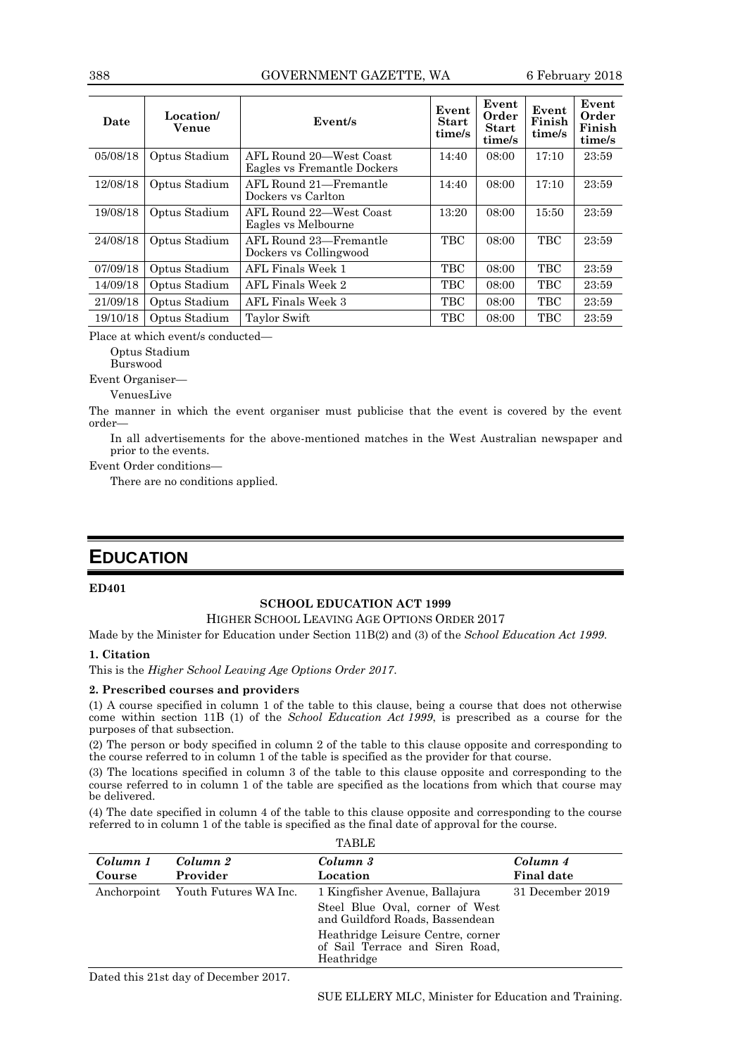| Date | Location/ Venue | Event/s | Event Start time/s | Event Order Start time/s | Event Finish time/s | Event Order Finish time/s |
|---|---|---|---|---|---|---|
| 05/08/18 | Optus Stadium | AFL Round 20—West Coast Eagles vs Fremantle Dockers | 14:40 | 08:00 | 17:10 | 23:59 |
| 12/08/18 | Optus Stadium | AFL Round 21—Fremantle Dockers vs Carlton | 14:40 | 08:00 | 17:10 | 23:59 |
| 19/08/18 | Optus Stadium | AFL Round 22—West Coast Eagles vs Melbourne | 13:20 | 08:00 | 15:50 | 23:59 |
| 24/08/18 | Optus Stadium | AFL Round 23—Fremantle Dockers vs Collingwood | TBC | 08:00 | TBC | 23:59 |
| 07/09/18 | Optus Stadium | AFL Finals Week 1 | TBC | 08:00 | TBC | 23:59 |
| 14/09/18 | Optus Stadium | AFL Finals Week 2 | TBC | 08:00 | TBC | 23:59 |
| 21/09/18 | Optus Stadium | AFL Finals Week 3 | TBC | 08:00 | TBC | 23:59 |
| 19/10/18 | Optus Stadium | Taylor Swift | TBC | 08:00 | TBC | 23:59 |

Place at which event/s conducted—

Optus Stadium
Burswood

Event Organiser—

VenuesLive

The manner in which the event organiser must publicise that the event is covered by the event order—

In all advertisements for the above-mentioned matches in the West Australian newspaper and prior to the events.

Event Order conditions—

There are no conditions applied.

# EDUCATION

**ED401**

**SCHOOL EDUCATION ACT 1999**

HIGHER SCHOOL LEAVING AGE OPTIONS ORDER 2017

Made by the Minister for Education under Section 11B(2) and (3) of the *School Education Act 1999*.

**1. Citation**

This is the *Higher School Leaving Age Options Order 2017*.

**2. Prescribed courses and providers**

(1) A course specified in column 1 of the table to this clause, being a course that does not otherwise come within section 11B (1) of the *School Education Act 1999*, is prescribed as a course for the purposes of that subsection.

(2) The person or body specified in column 2 of the table to this clause opposite and corresponding to the course referred to in column 1 of the table is specified as the provider for that course.

(3) The locations specified in column 3 of the table to this clause opposite and corresponding to the course referred to in column 1 of the table are specified as the locations from which that course may be delivered.

(4) The date specified in column 4 of the table to this clause opposite and corresponding to the course referred to in column 1 of the table is specified as the final date of approval for the course.

TABLE

| *Column 1* Course | *Column 2* Provider | *Column 3* Location | *Column 4* Final date |
|---|---|---|---|
| Anchorpoint | Youth Futures WA Inc. | 1 Kingfisher Avenue, Ballajura<br>Steel Blue Oval, corner of West and Guildford Roads, Bassendean<br>Heathridge Leisure Centre, corner of Sail Terrace and Siren Road, Heathridge | 31 December 2019 |

Dated this 21st day of December 2017.

SUE ELLERY MLC, Minister for Education and Training.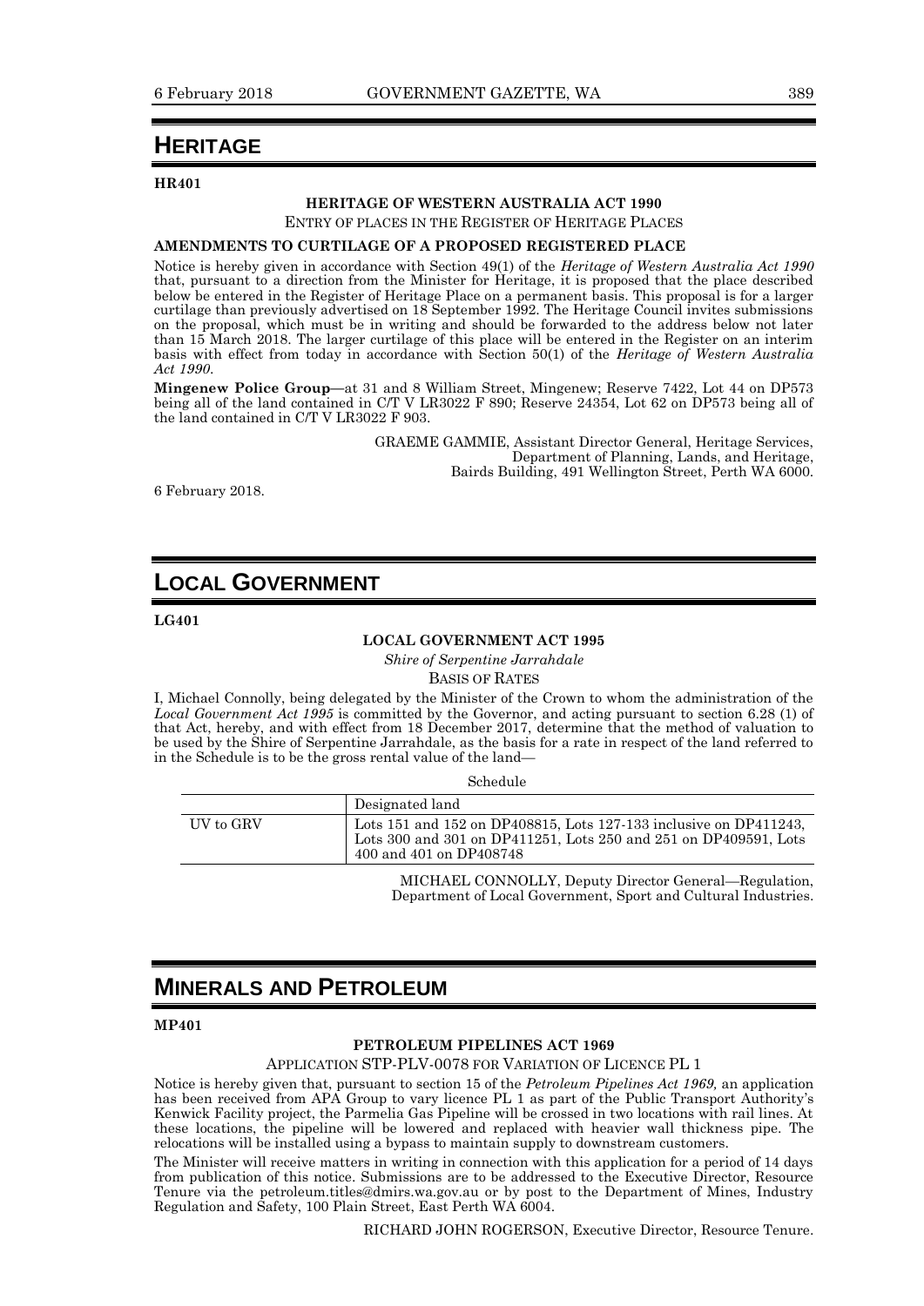# HERITAGE

**HR401**

**HERITAGE OF WESTERN AUSTRALIA ACT 1990**

ENTRY OF PLACES IN THE REGISTER OF HERITAGE PLACES

**AMENDMENTS TO CURTILAGE OF A PROPOSED REGISTERED PLACE**

Notice is hereby given in accordance with Section 49(1) of the *Heritage of Western Australia Act 1990* that, pursuant to a direction from the Minister for Heritage, it is proposed that the place described below be entered in the Register of Heritage Place on a permanent basis. This proposal is for a larger curtilage than previously advertised on 18 September 1992. The Heritage Council invites submissions on the proposal, which must be in writing and should be forwarded to the address below not later than 15 March 2018. The larger curtilage of this place will be entered in the Register on an interim basis with effect from today in accordance with Section 50(1) of the *Heritage of Western Australia Act 1990*.

**Mingenew Police Group—**at 31 and 8 William Street, Mingenew; Reserve 7422, Lot 44 on DP573 being all of the land contained in C/T V LR3022 F 890; Reserve 24354, Lot 62 on DP573 being all of the land contained in C/T V LR3022 F 903.

GRAEME GAMMIE, Assistant Director General, Heritage Services,
Department of Planning, Lands, and Heritage,
Bairds Building, 491 Wellington Street, Perth WA 6000.

6 February 2018.

# LOCAL GOVERNMENT

**LG401**

**LOCAL GOVERNMENT ACT 1995**

*Shire of Serpentine Jarrahdale*

BASIS OF RATES

I, Michael Connolly, being delegated by the Minister of the Crown to whom the administration of the *Local Government Act 1995* is committed by the Governor, and acting pursuant to section 6.28 (1) of that Act, hereby, and with effect from 18 December 2017, determine that the method of valuation to be used by the Shire of Serpentine Jarrahdale, as the basis for a rate in respect of the land referred to in the Schedule is to be the gross rental value of the land—

Schedule

| | Designated land |
|---|---|
| UV to GRV | Lots 151 and 152 on DP408815, Lots 127-133 inclusive on DP411243, Lots 300 and 301 on DP411251, Lots 250 and 251 on DP409591, Lots 400 and 401 on DP408748 |

MICHAEL CONNOLLY, Deputy Director General—Regulation,
Department of Local Government, Sport and Cultural Industries.

# MINERALS AND PETROLEUM

**MP401**

**PETROLEUM PIPELINES ACT 1969**

APPLICATION STP-PLV-0078 FOR VARIATION OF LICENCE PL 1

Notice is hereby given that, pursuant to section 15 of the *Petroleum Pipelines Act 1969,* an application has been received from APA Group to vary licence PL 1 as part of the Public Transport Authority's Kenwick Facility project, the Parmelia Gas Pipeline will be crossed in two locations with rail lines. At these locations, the pipeline will be lowered and replaced with heavier wall thickness pipe. The relocations will be installed using a bypass to maintain supply to downstream customers.

The Minister will receive matters in writing in connection with this application for a period of 14 days from publication of this notice. Submissions are to be addressed to the Executive Director, Resource Tenure via the petroleum.titles@dmirs.wa.gov.au or by post to the Department of Mines, Industry Regulation and Safety, 100 Plain Street, East Perth WA 6004.

RICHARD JOHN ROGERSON, Executive Director, Resource Tenure.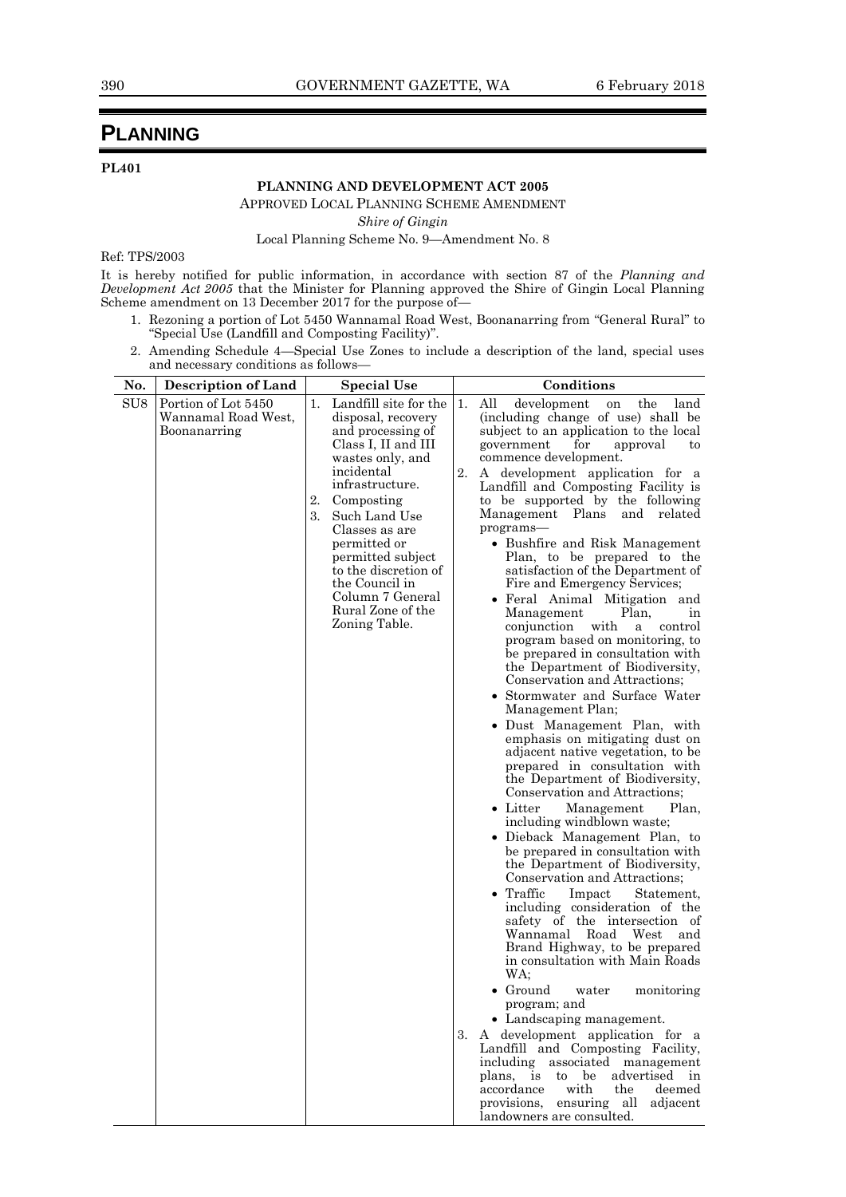# PLANNING

**PL401**

**PLANNING AND DEVELOPMENT ACT 2005**

APPROVED LOCAL PLANNING SCHEME AMENDMENT

*Shire of Gingin*

Local Planning Scheme No. 9—Amendment No. 8

Ref: TPS/2003

It is hereby notified for public information, in accordance with section 87 of the *Planning and Development Act 2005* that the Minister for Planning approved the Shire of Gingin Local Planning Scheme amendment on 13 December 2017 for the purpose of—

1. Rezoning a portion of Lot 5450 Wannamal Road West, Boonanarring from "General Rural" to "Special Use (Landfill and Composting Facility)".
2. Amending Schedule 4—Special Use Zones to include a description of the land, special uses and necessary conditions as follows—

| No. | Description of Land | Special Use | Conditions |
|---|---|---|---|
| SU8 | Portion of Lot 5450 Wannamal Road West, Boonanarring | 1. Landfill site for the disposal, recovery and processing of Class I, II and III wastes only, and incidental infrastructure.<br>2. Composting<br>3. Such Land Use Classes as are permitted or permitted subject to the discretion of the Council in Column 7 General Rural Zone of the Zoning Table. | 1. All development on the land (including change of use) shall be subject to an application to the local government for approval to commence development.<br>2. A development application for a Landfill and Composting Facility is to be supported by the following Management Plans and related programs—<br>• Bushfire and Risk Management Plan, to be prepared to the satisfaction of the Department of Fire and Emergency Services;<br>• Feral Animal Mitigation and Management Plan, in conjunction with a control program based on monitoring, to be prepared in consultation with the Department of Biodiversity, Conservation and Attractions;<br>• Stormwater and Surface Water Management Plan;<br>• Dust Management Plan, with emphasis on mitigating dust on adjacent native vegetation, to be prepared in consultation with the Department of Biodiversity, Conservation and Attractions;<br>• Litter Management Plan, including windblown waste;<br>• Dieback Management Plan, to be prepared in consultation with the Department of Biodiversity, Conservation and Attractions;<br>• Traffic Impact Statement, including consideration of the safety of the intersection of Wannamal Road West and Brand Highway, to be prepared in consultation with Main Roads WA;<br>• Ground water monitoring program; and<br>• Landscaping management.<br>3. A development application for a Landfill and Composting Facility, including associated management plans, is to be advertised in accordance with the deemed provisions, ensuring all adjacent landowners are consulted. |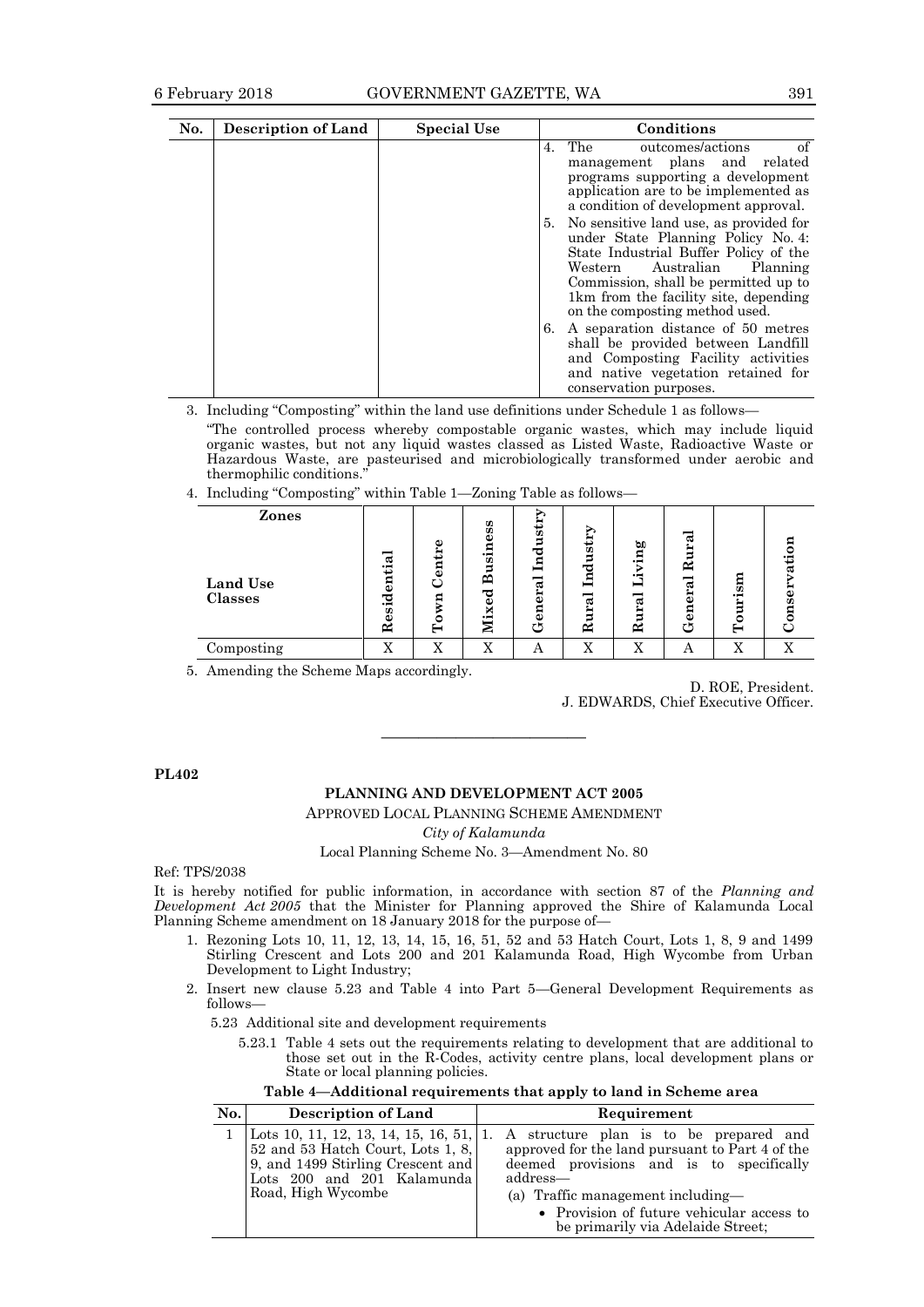| No. | Description of Land | Special Use | Conditions |
|---|---|---|---|
| | | | 4. The outcomes/actions of management plans and related programs supporting a development application are to be implemented as a condition of development approval.<br>5. No sensitive land use, as provided for under State Planning Policy No. 4: State Industrial Buffer Policy of the Western Australian Planning Commission, shall be permitted up to 1km from the facility site, depending on the composting method used.<br>6. A separation distance of 50 metres shall be provided between Landfill and Composting Facility activities and native vegetation retained for conservation purposes. |

3. Including "Composting" within the land use definitions under Schedule 1 as follows—

   "The controlled process whereby compostable organic wastes, which may include liquid organic wastes, but not any liquid wastes classed as Listed Waste, Radioactive Waste or Hazardous Waste, are pasteurised and microbiologically transformed under aerobic and thermophilic conditions."

4. Including "Composting" within Table 1—Zoning Table as follows—

| Zones / Land Use Classes | Residential | Town Centre | Mixed Business | General Industry | Rural Industry | Rural Living | General Rural | Tourism | Conservation |
|---|---|---|---|---|---|---|---|---|---|
| Composting | X | X | X | A | X | X | A | X | X |

5. Amending the Scheme Maps accordingly.

D. ROE, President.
J. EDWARDS, Chief Executive Officer.

---

**PL402**

**PLANNING AND DEVELOPMENT ACT 2005**

APPROVED LOCAL PLANNING SCHEME AMENDMENT

*City of Kalamunda*

Local Planning Scheme No. 3—Amendment No. 80

Ref: TPS/2038

It is hereby notified for public information, in accordance with section 87 of the *Planning and Development Act 2005* that the Minister for Planning approved the Shire of Kalamunda Local Planning Scheme amendment on 18 January 2018 for the purpose of—

1. Rezoning Lots 10, 11, 12, 13, 14, 15, 16, 51, 52 and 53 Hatch Court, Lots 1, 8, 9 and 1499 Stirling Crescent and Lots 200 and 201 Kalamunda Road, High Wycombe from Urban Development to Light Industry;
2. Insert new clause 5.23 and Table 4 into Part 5—General Development Requirements as follows—

   5.23 Additional site and development requirements

   5.23.1 Table 4 sets out the requirements relating to development that are additional to those set out in the R-Codes, activity centre plans, local development plans or State or local planning policies.

**Table 4—Additional requirements that apply to land in Scheme area**

| No. | Description of Land | Requirement |
|---|---|---|
| 1 | Lots 10, 11, 12, 13, 14, 15, 16, 51, 52 and 53 Hatch Court, Lots 1, 8, 9, and 1499 Stirling Crescent and Lots 200 and 201 Kalamunda Road, High Wycombe | 1. A structure plan is to be prepared and approved for the land pursuant to Part 4 of the deemed provisions and is to specifically address—<br>(a) Traffic management including—<br>• Provision of future vehicular access to be primarily via Adelaide Street; |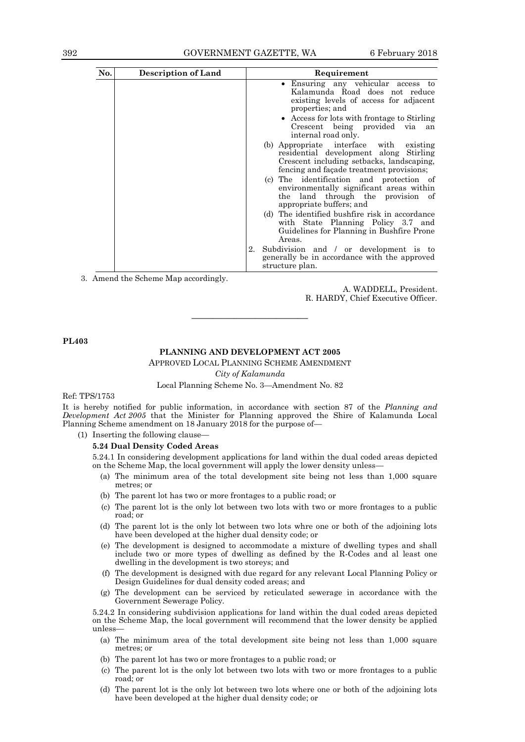| No. | Description of Land | Requirement |
|---|---|---|
| | | • Ensuring any vehicular access to Kalamunda Road does not reduce existing levels of access for adjacent properties; and<br>• Access for lots with frontage to Stirling Crescent being provided via an internal road only.<br>(b) Appropriate interface with existing residential development along Stirling Crescent including setbacks, landscaping, fencing and façade treatment provisions;<br>(c) The identification and protection of environmentally significant areas within the land through the provision of appropriate buffers; and<br>(d) The identified bushfire risk in accordance with State Planning Policy 3.7 and Guidelines for Planning in Bushfire Prone Areas.<br>2. Subdivision and / or development is to generally be in accordance with the approved structure plan. |

3. Amend the Scheme Map accordingly.

A. WADDELL, President.
R. HARDY, Chief Executive Officer.

---

**PL403**

**PLANNING AND DEVELOPMENT ACT 2005**

APPROVED LOCAL PLANNING SCHEME AMENDMENT

*City of Kalamunda*

Local Planning Scheme No. 3—Amendment No. 82

Ref: TPS/1753

It is hereby notified for public information, in accordance with section 87 of the *Planning and Development Act 2005* that the Minister for Planning approved the Shire of Kalamunda Local Planning Scheme amendment on 18 January 2018 for the purpose of—

(1) Inserting the following clause—

**5.24 Dual Density Coded Areas**

5.24.1 In considering development applications for land within the dual coded areas depicted on the Scheme Map, the local government will apply the lower density unless—

(a) The minimum area of the total development site being not less than 1,000 square metres; or

(b) The parent lot has two or more frontages to a public road; or

(c) The parent lot is the only lot between two lots with two or more frontages to a public road; or

(d) The parent lot is the only lot between two lots whre one or both of the adjoining lots have been developed at the higher dual density code; or

(e) The development is designed to accommodate a mixture of dwelling types and shall include two or more types of dwelling as defined by the R-Codes and al least one dwelling in the development is two storeys; and

(f) The development is designed with due regard for any relevant Local Planning Policy or Design Guidelines for dual density coded areas; and

(g) The development can be serviced by reticulated sewerage in accordance with the Government Sewerage Policy.

5.24.2 In considering subdivision applications for land within the dual coded areas depicted on the Scheme Map, the local government will recommend that the lower density be applied unless—

(a) The minimum area of the total development site being not less than 1,000 square metres; or

(b) The parent lot has two or more frontages to a public road; or

(c) The parent lot is the only lot between two lots with two or more frontages to a public road; or

(d) The parent lot is the only lot between two lots where one or both of the adjoining lots have been developed at the higher dual density code; or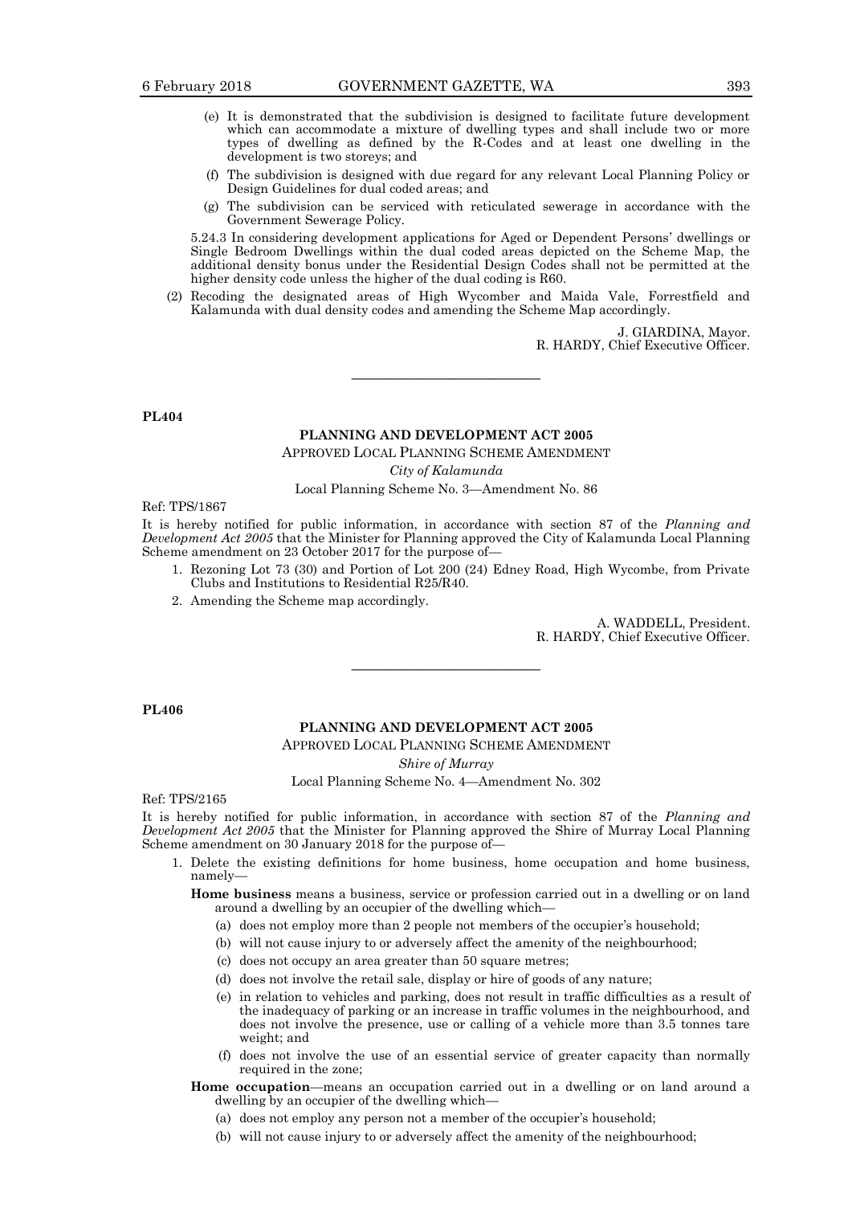(e) It is demonstrated that the subdivision is designed to facilitate future development which can accommodate a mixture of dwelling types and shall include two or more types of dwelling as defined by the R-Codes and at least one dwelling in the development is two storeys; and

(f) The subdivision is designed with due regard for any relevant Local Planning Policy or Design Guidelines for dual coded areas; and

(g) The subdivision can be serviced with reticulated sewerage in accordance with the Government Sewerage Policy.

5.24.3 In considering development applications for Aged or Dependent Persons' dwellings or Single Bedroom Dwellings within the dual coded areas depicted on the Scheme Map, the additional density bonus under the Residential Design Codes shall not be permitted at the higher density code unless the higher of the dual coding is R60.

(2) Recoding the designated areas of High Wycomber and Maida Vale, Forrestfield and Kalamunda with dual density codes and amending the Scheme Map accordingly.

J. GIARDINA, Mayor.
R. HARDY, Chief Executive Officer.

---

**PL404**

**PLANNING AND DEVELOPMENT ACT 2005**

APPROVED LOCAL PLANNING SCHEME AMENDMENT

*City of Kalamunda*

Local Planning Scheme No. 3—Amendment No. 86

Ref: TPS/1867

It is hereby notified for public information, in accordance with section 87 of the *Planning and Development Act 2005* that the Minister for Planning approved the City of Kalamunda Local Planning Scheme amendment on 23 October 2017 for the purpose of—

1. Rezoning Lot 73 (30) and Portion of Lot 200 (24) Edney Road, High Wycombe, from Private Clubs and Institutions to Residential R25/R40.
2. Amending the Scheme map accordingly.

A. WADDELL, President.
R. HARDY, Chief Executive Officer.

---

**PL406**

**PLANNING AND DEVELOPMENT ACT 2005**

APPROVED LOCAL PLANNING SCHEME AMENDMENT

*Shire of Murray*

Local Planning Scheme No. 4—Amendment No. 302

Ref: TPS/2165

It is hereby notified for public information, in accordance with section 87 of the *Planning and Development Act 2005* that the Minister for Planning approved the Shire of Murray Local Planning Scheme amendment on 30 January 2018 for the purpose of—

1. Delete the existing definitions for home business, home occupation and home business, namely—

**Home business** means a business, service or profession carried out in a dwelling or on land around a dwelling by an occupier of the dwelling which—

(a) does not employ more than 2 people not members of the occupier's household;

(b) will not cause injury to or adversely affect the amenity of the neighbourhood;

(c) does not occupy an area greater than 50 square metres;

(d) does not involve the retail sale, display or hire of goods of any nature;

(e) in relation to vehicles and parking, does not result in traffic difficulties as a result of the inadequacy of parking or an increase in traffic volumes in the neighbourhood, and does not involve the presence, use or calling of a vehicle more than 3.5 tonnes tare weight; and

(f) does not involve the use of an essential service of greater capacity than normally required in the zone;

**Home occupation**—means an occupation carried out in a dwelling or on land around a dwelling by an occupier of the dwelling which—

(a) does not employ any person not a member of the occupier's household;

(b) will not cause injury to or adversely affect the amenity of the neighbourhood;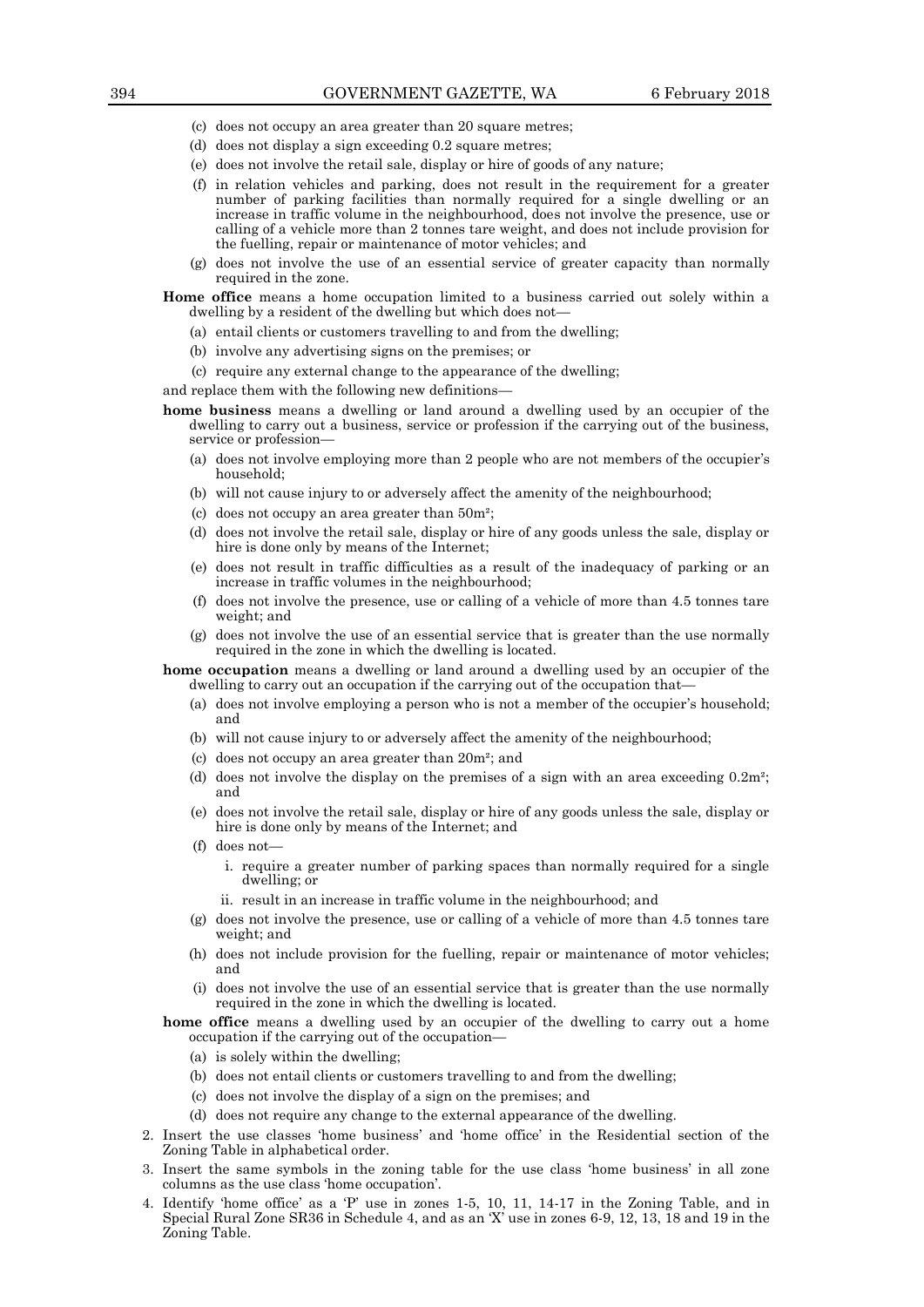(c) does not occupy an area greater than 20 square metres;

(d) does not display a sign exceeding 0.2 square metres;

(e) does not involve the retail sale, display or hire of goods of any nature;

(f) in relation vehicles and parking, does not result in the requirement for a greater number of parking facilities than normally required for a single dwelling or an increase in traffic volume in the neighbourhood, does not involve the presence, use or calling of a vehicle more than 2 tonnes tare weight, and does not include provision for the fuelling, repair or maintenance of motor vehicles; and

(g) does not involve the use of an essential service of greater capacity than normally required in the zone.

**Home office** means a home occupation limited to a business carried out solely within a dwelling by a resident of the dwelling but which does not—

(a) entail clients or customers travelling to and from the dwelling;

(b) involve any advertising signs on the premises; or

(c) require any external change to the appearance of the dwelling;

and replace them with the following new definitions—

**home business** means a dwelling or land around a dwelling used by an occupier of the dwelling to carry out a business, service or profession if the carrying out of the business, service or profession—

(a) does not involve employing more than 2 people who are not members of the occupier's household;

(b) will not cause injury to or adversely affect the amenity of the neighbourhood;

(c) does not occupy an area greater than $50m^2$;

(d) does not involve the retail sale, display or hire of any goods unless the sale, display or hire is done only by means of the Internet;

(e) does not result in traffic difficulties as a result of the inadequacy of parking or an increase in traffic volumes in the neighbourhood;

(f) does not involve the presence, use or calling of a vehicle of more than 4.5 tonnes tare weight; and

(g) does not involve the use of an essential service that is greater than the use normally required in the zone in which the dwelling is located.

**home occupation** means a dwelling or land around a dwelling used by an occupier of the dwelling to carry out an occupation if the carrying out of the occupation that—

(a) does not involve employing a person who is not a member of the occupier's household; and

(b) will not cause injury to or adversely affect the amenity of the neighbourhood;

(c) does not occupy an area greater than $20m^2$; and

(d) does not involve the display on the premises of a sign with an area exceeding $0.2m^2$; and

(e) does not involve the retail sale, display or hire of any goods unless the sale, display or hire is done only by means of the Internet; and

(f) does not—

i. require a greater number of parking spaces than normally required for a single dwelling; or

ii. result in an increase in traffic volume in the neighbourhood; and

(g) does not involve the presence, use or calling of a vehicle of more than 4.5 tonnes tare weight; and

(h) does not include provision for the fuelling, repair or maintenance of motor vehicles; and

(i) does not involve the use of an essential service that is greater than the use normally required in the zone in which the dwelling is located.

**home office** means a dwelling used by an occupier of the dwelling to carry out a home occupation if the carrying out of the occupation—

(a) is solely within the dwelling;

(b) does not entail clients or customers travelling to and from the dwelling;

(c) does not involve the display of a sign on the premises; and

(d) does not require any change to the external appearance of the dwelling.

2. Insert the use classes 'home business' and 'home office' in the Residential section of the Zoning Table in alphabetical order.

3. Insert the same symbols in the zoning table for the use class 'home business' in all zone columns as the use class 'home occupation'.

4. Identify 'home office' as a 'P' use in zones 1-5, 10, 11, 14-17 in the Zoning Table, and in Special Rural Zone SR36 in Schedule 4, and as an 'X' use in zones 6-9, 12, 13, 18 and 19 in the Zoning Table.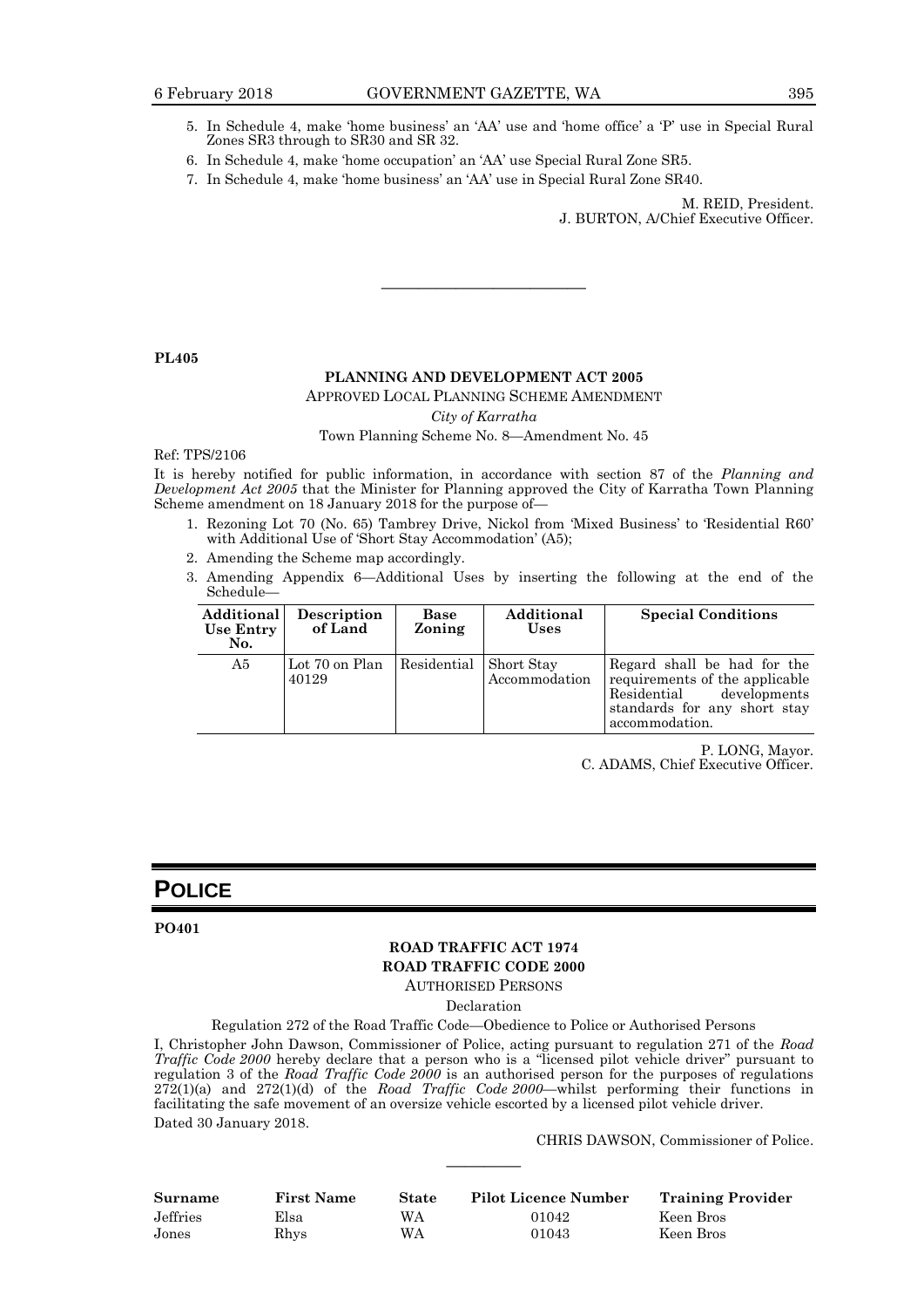5. In Schedule 4, make 'home business' an 'AA' use and 'home office' a 'P' use in Special Rural Zones SR3 through to SR30 and SR 32.
6. In Schedule 4, make 'home occupation' an 'AA' use Special Rural Zone SR5.
7. In Schedule 4, make 'home business' an 'AA' use in Special Rural Zone SR40.

M. REID, President.
J. BURTON, A/Chief Executive Officer.

---

**PL405**

**PLANNING AND DEVELOPMENT ACT 2005**

APPROVED LOCAL PLANNING SCHEME AMENDMENT

*City of Karratha*

Town Planning Scheme No. 8—Amendment No. 45

Ref: TPS/2106

It is hereby notified for public information, in accordance with section 87 of the *Planning and Development Act 2005* that the Minister for Planning approved the City of Karratha Town Planning Scheme amendment on 18 January 2018 for the purpose of—

1. Rezoning Lot 70 (No. 65) Tambrey Drive, Nickol from 'Mixed Business' to 'Residential R60' with Additional Use of 'Short Stay Accommodation' (A5);
2. Amending the Scheme map accordingly.
3. Amending Appendix 6—Additional Uses by inserting the following at the end of the Schedule—

| Additional Use Entry No. | Description of Land | Base Zoning | Additional Uses | Special Conditions |
|---|---|---|---|---|
| A5 | Lot 70 on Plan 40129 | Residential | Short Stay Accommodation | Regard shall be had for the requirements of the applicable Residential developments standards for any short stay accommodation. |

P. LONG, Mayor.
C. ADAMS, Chief Executive Officer.

# POLICE

**PO401**

**ROAD TRAFFIC ACT 1974**
**ROAD TRAFFIC CODE 2000**

AUTHORISED PERSONS

Declaration

Regulation 272 of the Road Traffic Code—Obedience to Police or Authorised Persons

I, Christopher John Dawson, Commissioner of Police, acting pursuant to regulation 271 of the *Road Traffic Code 2000* hereby declare that a person who is a "licensed pilot vehicle driver" pursuant to regulation 3 of the *Road Traffic Code 2000* is an authorised person for the purposes of regulations 272(1)(a) and 272(1)(d) of the *Road Traffic Code 2000*—whilst performing their functions in facilitating the safe movement of an oversize vehicle escorted by a licensed pilot vehicle driver.

Dated 30 January 2018.

CHRIS DAWSON, Commissioner of Police.

---

| Surname | First Name | State | Pilot Licence Number | Training Provider |
|---|---|---|---|---|
| Jeffries | Elsa | WA | 01042 | Keen Bros |
| Jones | Rhys | WA | 01043 | Keen Bros |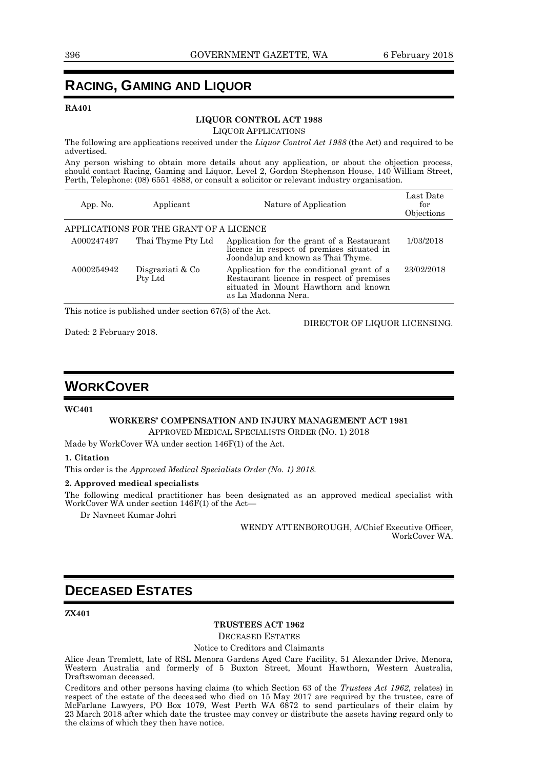# RACING, GAMING AND LIQUOR

**RA401**

**LIQUOR CONTROL ACT 1988**

LIQUOR APPLICATIONS

The following are applications received under the *Liquor Control Act 1988* (the Act) and required to be advertised.

Any person wishing to obtain more details about any application, or about the objection process, should contact Racing, Gaming and Liquor, Level 2, Gordon Stephenson House, 140 William Street, Perth, Telephone: (08) 6551 4888, or consult a solicitor or relevant industry organisation.

| App. No. | Applicant | Nature of Application | Last Date for Objections |
|---|---|---|---|
| APPLICATIONS FOR THE GRANT OF A LICENCE | | | |
| A000247497 | Thai Thyme Pty Ltd | Application for the grant of a Restaurant licence in respect of premises situated in Joondalup and known as Thai Thyme. | 1/03/2018 |
| A000254942 | Disgraziati & Co Pty Ltd | Application for the conditional grant of a Restaurant licence in respect of premises situated in Mount Hawthorn and known as La Madonna Nera. | 23/02/2018 |

This notice is published under section 67(5) of the Act.

DIRECTOR OF LIQUOR LICENSING.

Dated: 2 February 2018.

# WORKCOVER

**WC401**

**WORKERS' COMPENSATION AND INJURY MANAGEMENT ACT 1981**

APPROVED MEDICAL SPECIALISTS ORDER (NO. 1) 2018

Made by WorkCover WA under section 146F(1) of the Act.

**1. Citation**

This order is the *Approved Medical Specialists Order (No. 1) 2018.*

**2. Approved medical specialists**

The following medical practitioner has been designated as an approved medical specialist with WorkCover WA under section 146F(1) of the Act—

Dr Navneet Kumar Johri

WENDY ATTENBOROUGH, A/Chief Executive Officer, WorkCover WA.

# DECEASED ESTATES

**ZX401**

**TRUSTEES ACT 1962**

DECEASED ESTATES

Notice to Creditors and Claimants

Alice Jean Tremlett, late of RSL Menora Gardens Aged Care Facility, 51 Alexander Drive, Menora, Western Australia and formerly of 5 Buxton Street, Mount Hawthorn, Western Australia, Draftswoman deceased.

Creditors and other persons having claims (to which Section 63 of the *Trustees Act 1962*, relates) in respect of the estate of the deceased who died on 15 May 2017 are required by the trustee, care of McFarlane Lawyers, PO Box 1079, West Perth WA 6872 to send particulars of their claim by 23 March 2018 after which date the trustee may convey or distribute the assets having regard only to the claims of which they then have notice.